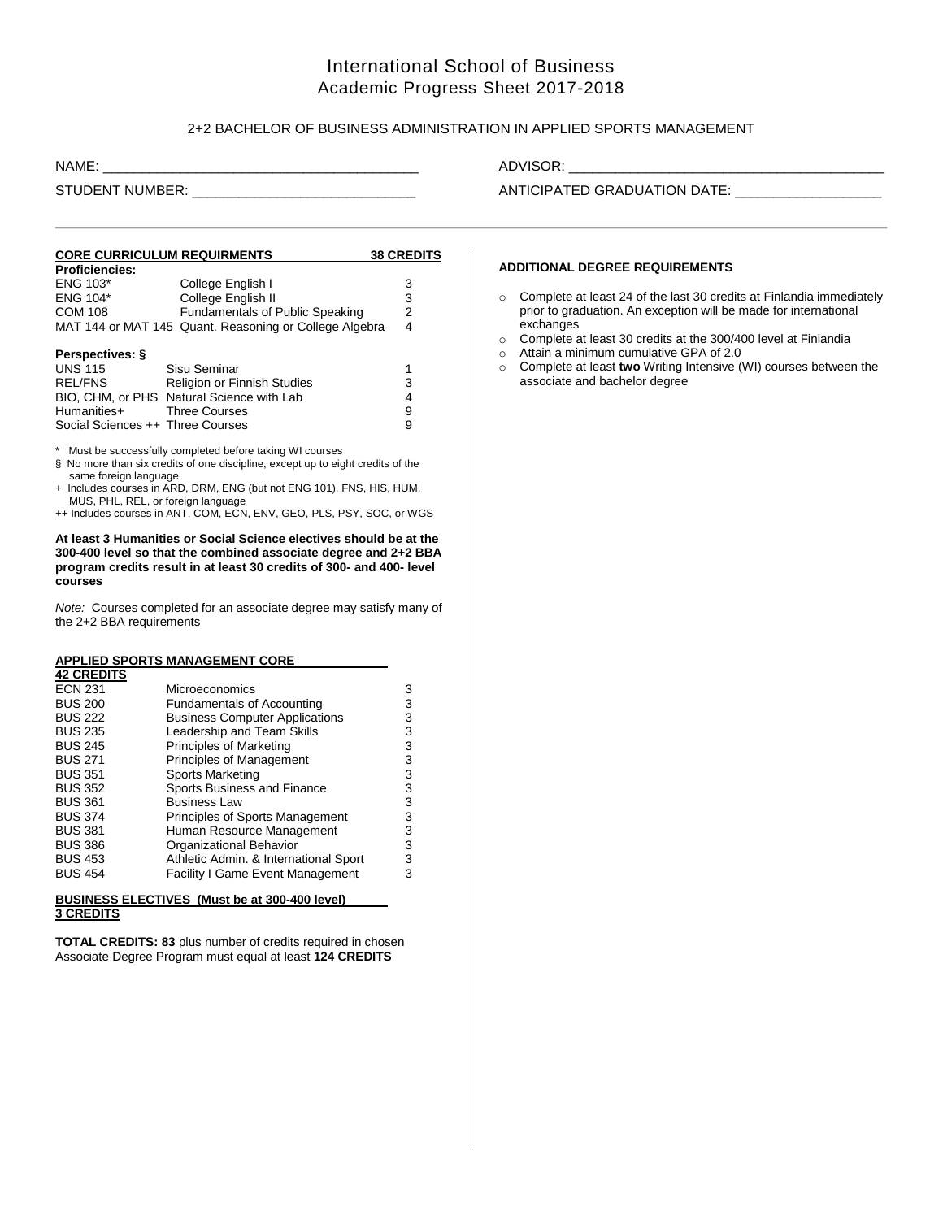# International School of Business
## Academic Progress Sheet 2017-2018

### 2+2 BACHELOR OF BUSINESS ADMINISTRATION IN APPLIED SPORTS MANAGEMENT

NAME: ________________________________________ ADVISOR: ________________________________________

STUDENT NUMBER: ____________________________ ANTICIPATED GRADUATION DATE: ___________________

---

**CORE CURRICULUM REQUIRMENTS** — **38 CREDITS**

**Proficiencies:**

| | | |
|---|---|---|
| ENG 103* | College English I | 3 |
| ENG 104* | College English II | 3 |
| COM 108 | Fundamentals of Public Speaking | 2 |
| MAT 144 or MAT 145 | Quant. Reasoning or College Algebra | 4 |

**Perspectives: §**

| | | |
|---|---|---|
| UNS 115 | Sisu Seminar | 1 |
| REL/FNS | Religion or Finnish Studies | 3 |
| BIO, CHM, or PHS | Natural Science with Lab | 4 |
| Humanities+ | Three Courses | 9 |
| Social Sciences ++ | Three Courses | 9 |

\* Must be successfully completed before taking WI courses

§ No more than six credits of one discipline, except up to eight credits of the same foreign language

\+ Includes courses in ARD, DRM, ENG (but not ENG 101), FNS, HIS, HUM, MUS, PHL, REL, or foreign language

++ Includes courses in ANT, COM, ECN, ENV, GEO, PLS, PSY, SOC, or WGS

**At least 3 Humanities or Social Science electives should be at the 300-400 level so that the combined associate degree and 2+2 BBA program credits result in at least 30 credits of 300- and 400- level courses**

*Note:* Courses completed for an associate degree may satisfy many of the 2+2 BBA requirements

**APPLIED SPORTS MANAGEMENT CORE**
**42 CREDITS**

| | | |
|---|---|---|
| ECN 231 | Microeconomics | 3 |
| BUS 200 | Fundamentals of Accounting | 3 |
| BUS 222 | Business Computer Applications | 3 |
| BUS 235 | Leadership and Team Skills | 3 |
| BUS 245 | Principles of Marketing | 3 |
| BUS 271 | Principles of Management | 3 |
| BUS 351 | Sports Marketing | 3 |
| BUS 352 | Sports Business and Finance | 3 |
| BUS 361 | Business Law | 3 |
| BUS 374 | Principles of Sports Management | 3 |
| BUS 381 | Human Resource Management | 3 |
| BUS 386 | Organizational Behavior | 3 |
| BUS 453 | Athletic Admin. & International Sport | 3 |
| BUS 454 | Facility I Game Event Management | 3 |

**BUSINESS ELECTIVES (Must be at 300-400 level)**
**3 CREDITS**

**TOTAL CREDITS: 83** plus number of credits required in chosen Associate Degree Program must equal at least **124 CREDITS**

**ADDITIONAL DEGREE REQUIREMENTS**

- Complete at least 24 of the last 30 credits at Finlandia immediately prior to graduation. An exception will be made for international exchanges
- Complete at least 30 credits at the 300/400 level at Finlandia
- Attain a minimum cumulative GPA of 2.0
- Complete at least **two** Writing Intensive (WI) courses between the associate and bachelor degree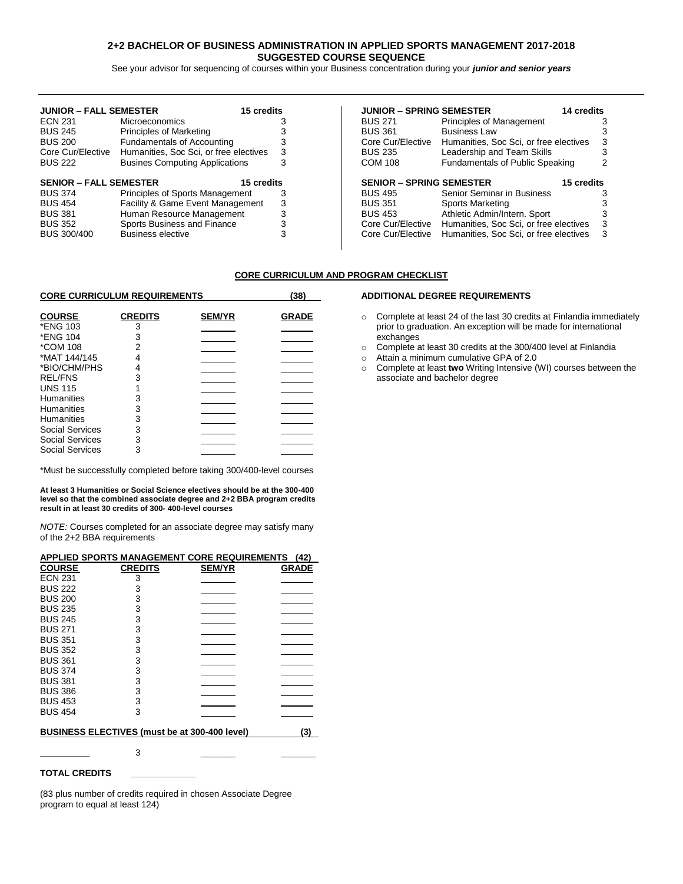# 2+2 BACHELOR OF BUSINESS ADMINISTRATION IN APPLIED SPORTS MANAGEMENT 2017-2018

## SUGGESTED COURSE SEQUENCE

See your advisor for sequencing of courses within your Business concentration during your ***junior and senior years***

| **JUNIOR – FALL SEMESTER** | | **15 credits** |
|---|---|---|
| ECN 231 | Microeconomics | 3 |
| BUS 245 | Principles of Marketing | 3 |
| BUS 200 | Fundamentals of Accounting | 3 |
| Core Cur/Elective | Humanities, Soc Sci, or free electives | 3 |
| BUS 222 | Busines Computing Applications | 3 |

| **JUNIOR – SPRING SEMESTER** | | **14 credits** |
|---|---|---|
| BUS 271 | Principles of Management | 3 |
| BUS 361 | Business Law | 3 |
| Core Cur/Elective | Humanities, Soc Sci, or free electives | 3 |
| BUS 235 | Leadership and Team Skills | 3 |
| COM 108 | Fundamentals of Public Speaking | 2 |

| **SENIOR – FALL SEMESTER** | | **15 credits** |
|---|---|---|
| BUS 374 | Principles of Sports Management | 3 |
| BUS 454 | Facility & Game Event Management | 3 |
| BUS 381 | Human Resource Management | 3 |
| BUS 352 | Sports Business and Finance | 3 |
| BUS 300/400 | Business elective | 3 |

| **SENIOR – SPRING SEMESTER** | | **15 credits** |
|---|---|---|
| BUS 495 | Senior Seminar in Business | 3 |
| BUS 351 | Sports Marketing | 3 |
| BUS 453 | Athletic Admin/Intern. Sport | 3 |
| Core Cur/Elective | Humanities, Soc Sci, or free electives | 3 |
| Core Cur/Elective | Humanities, Soc Sci, or free electives | 3 |

## CORE CURRICULUM AND PROGRAM CHECKLIST

### CORE CURRICULUM REQUIREMENTS (38)

| COURSE | CREDITS | SEM/YR | GRADE |
|---|---|---|---|
| *ENG 103 | 3 | | |
| *ENG 104 | 3 | | |
| *COM 108 | 2 | | |
| *MAT 144/145 | 4 | | |
| *BIO/CHM/PHS | 4 | | |
| REL/FNS | 3 | | |
| UNS 115 | 1 | | |
| Humanities | 3 | | |
| Humanities | 3 | | |
| Humanities | 3 | | |
| Social Services | 3 | | |
| Social Services | 3 | | |
| Social Services | 3 | | |

*Must be successfully completed before taking 300/400-level courses

**At least 3 Humanities or Social Science electives should be at the 300-400 level so that the combined associate degree and 2+2 BBA program credits result in at least 30 credits of 300- 400-level courses**

*NOTE:* Courses completed for an associate degree may satisfy many of the 2+2 BBA requirements

### APPLIED SPORTS MANAGEMENT CORE REQUIREMENTS (42)

| COURSE | CREDITS | SEM/YR | GRADE |
|---|---|---|---|
| ECN 231 | 3 | | |
| BUS 222 | 3 | | |
| BUS 200 | 3 | | |
| BUS 235 | 3 | | |
| BUS 245 | 3 | | |
| BUS 271 | 3 | | |
| BUS 351 | 3 | | |
| BUS 352 | 3 | | |
| BUS 361 | 3 | | |
| BUS 374 | 3 | | |
| BUS 381 | 3 | | |
| BUS 386 | 3 | | |
| BUS 453 | 3 | | |
| BUS 454 | 3 | | |

### BUSINESS ELECTIVES (must be at 300-400 level) (3)

| | | | |
|---|---|---|---|
| __________ | 3 | _______ | _______ |

**TOTAL CREDITS** _____________

(83 plus number of credits required in chosen Associate Degree program to equal at least 124)

### ADDITIONAL DEGREE REQUIREMENTS

- Complete at least 24 of the last 30 credits at Finlandia immediately prior to graduation. An exception will be made for international exchanges
- Complete at least 30 credits at the 300/400 level at Finlandia
- Attain a minimum cumulative GPA of 2.0
- Complete at least **two** Writing Intensive (WI) courses between the associate and bachelor degree